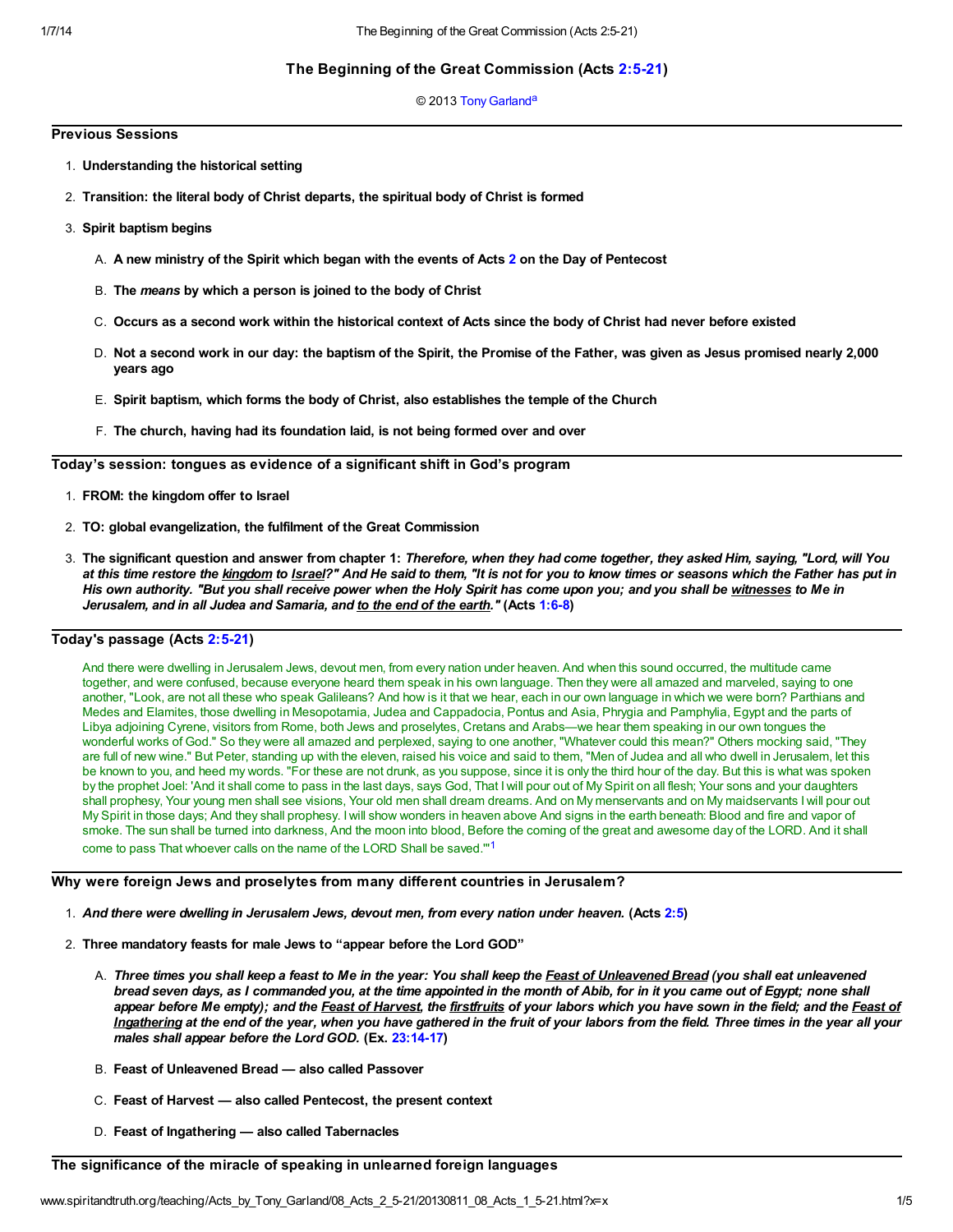# The Beginning of the Great Commission (Acts 2:5-21)

© 2013 Tony Garland[a]

## Previous Sessions

1. **Understanding the historical setting**
2. **Transition: the literal body of Christ departs, the spiritual body of Christ is formed**
3. **Spirit baptism begins**
   - A. **A new ministry of the Spirit which began with the events of Acts 2 on the Day of Pentecost**
   - B. **The *means* by which a person is joined to the body of Christ**
   - C. **Occurs as a second work within the historical context of Acts since the body of Christ had never before existed**
   - D. **Not a second work in our day: the baptism of the Spirit, the Promise of the Father, was given as Jesus promised nearly 2,000 years ago**
   - E. **Spirit baptism, which forms the body of Christ, also establishes the temple of the Church**
   - F. **The church, having had its foundation laid, is not being formed over and over**

## Today's session: tongues as evidence of a significant shift in God's program

1. **FROM: the kingdom offer to Israel**
2. **TO: global evangelization, the fulfilment of the Great Commission**
3. **The significant question and answer from chapter 1:** ***Therefore, when they had come together, they asked Him, saying, "Lord, will You at this time restore the kingdom to Israel?" And He said to them, "It is not for you to know times or seasons which the Father has put in His own authority. "But you shall receive power when the Holy Spirit has come upon you; and you shall be witnesses to Me in Jerusalem, and in all Judea and Samaria, and to the end of the earth."*** **(Acts 1:6-8)**

## Today's passage (Acts 2:5-21)

And there were dwelling in Jerusalem Jews, devout men, from every nation under heaven. And when this sound occurred, the multitude came together, and were confused, because everyone heard them speak in his own language. Then they were all amazed and marveled, saying to one another, "Look, are not all these who speak Galileans? And how is it that we hear, each in our own language in which we were born? Parthians and Medes and Elamites, those dwelling in Mesopotamia, Judea and Cappadocia, Pontus and Asia, Phrygia and Pamphylia, Egypt and the parts of Libya adjoining Cyrene, visitors from Rome, both Jews and proselytes, Cretans and Arabs—we hear them speaking in our own tongues the wonderful works of God." So they were all amazed and perplexed, saying to one another, "Whatever could this mean?" Others mocking said, "They are full of new wine." But Peter, standing up with the eleven, raised his voice and said to them, "Men of Judea and all who dwell in Jerusalem, let this be known to you, and heed my words. "For these are not drunk, as you suppose, since it is only the third hour of the day. But this is what was spoken by the prophet Joel: 'And it shall come to pass in the last days, says God, That I will pour out of My Spirit on all flesh; Your sons and your daughters shall prophesy, Your young men shall see visions, Your old men shall dream dreams. And on My menservants and on My maidservants I will pour out My Spirit in those days; And they shall prophesy. I will show wonders in heaven above And signs in the earth beneath: Blood and fire and vapor of smoke. The sun shall be turned into darkness, And the moon into blood, Before the coming of the great and awesome day of the LORD. And it shall come to pass That whoever calls on the name of the LORD Shall be saved.'"[1]

## Why were foreign Jews and proselytes from many different countries in Jerusalem?

1. ***And there were dwelling in Jerusalem Jews, devout men, from every nation under heaven.*** **(Acts 2:5)**
2. **Three mandatory feasts for male Jews to "appear before the Lord GOD"**
   - A. ***Three times you shall keep a feast to Me in the year: You shall keep the Feast of Unleavened Bread (you shall eat unleavened bread seven days, as I commanded you, at the time appointed in the month of Abib, for in it you came out of Egypt; none shall appear before Me empty); and the Feast of Harvest, the firstfruits of your labors which you have sown in the field; and the Feast of Ingathering at the end of the year, when you have gathered in the fruit of your labors from the field. Three times in the year all your males shall appear before the Lord GOD.*** **(Ex. 23:14-17)**
   - B. **Feast of Unleavened Bread — also called Passover**
   - C. **Feast of Harvest — also called Pentecost, the present context**
   - D. **Feast of Ingathering — also called Tabernacles**

## The significance of the miracle of speaking in unlearned foreign languages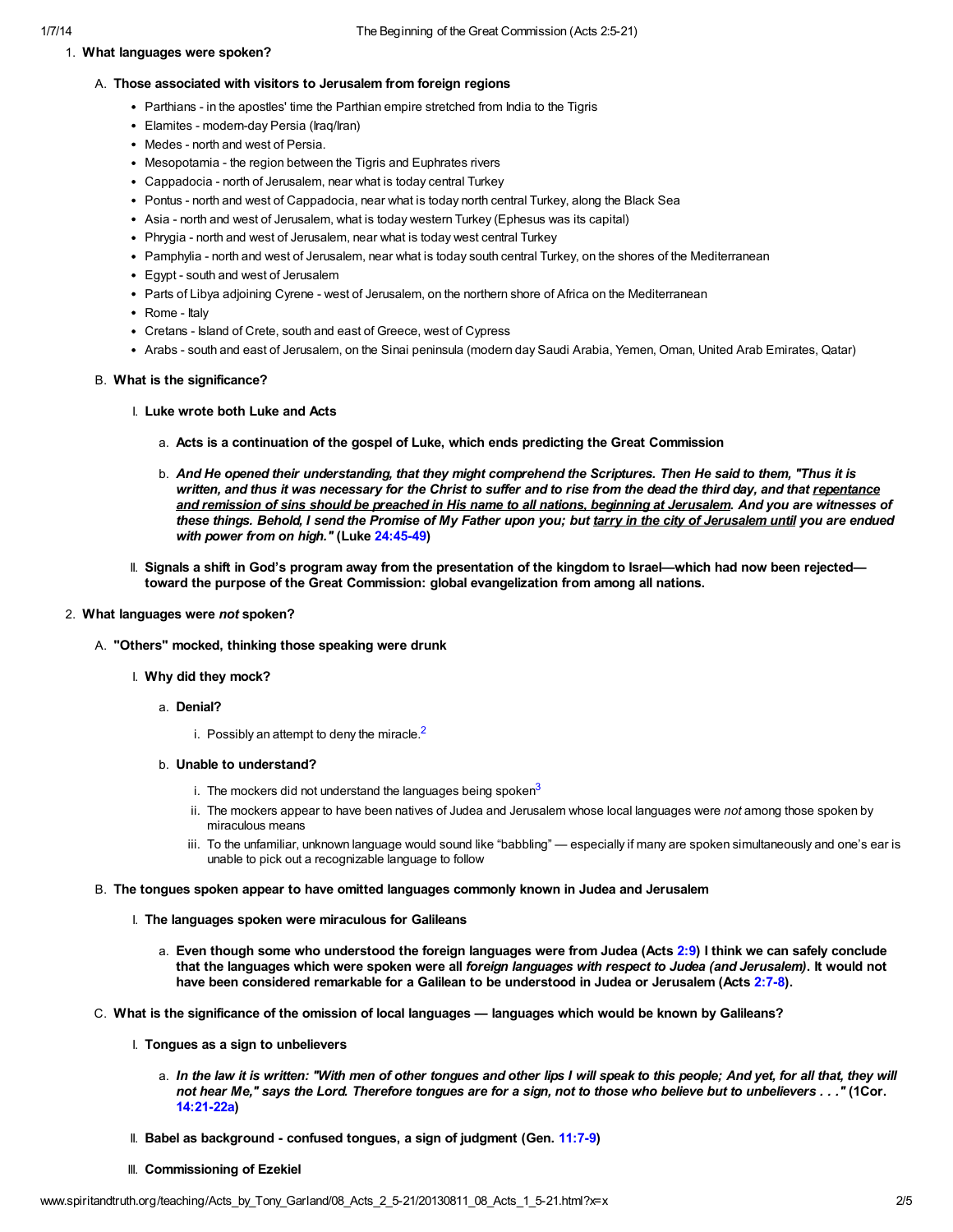1. **What languages were spoken?**

   A. **Those associated with visitors to Jerusalem from foreign regions**

   - Parthians - in the apostles' time the Parthian empire stretched from India to the Tigris
   - Elamites - modern-day Persia (Iraq/Iran)
   - Medes - north and west of Persia.
   - Mesopotamia - the region between the Tigris and Euphrates rivers
   - Cappadocia - north of Jerusalem, near what is today central Turkey
   - Pontus - north and west of Cappadocia, near what is today north central Turkey, along the Black Sea
   - Asia - north and west of Jerusalem, what is today western Turkey (Ephesus was its capital)
   - Phrygia - north and west of Jerusalem, near what is today west central Turkey
   - Pamphylia - north and west of Jerusalem, near what is today south central Turkey, on the shores of the Mediterranean
   - Egypt - south and west of Jerusalem
   - Parts of Libya adjoining Cyrene - west of Jerusalem, on the northern shore of Africa on the Mediterranean
   - Rome - Italy
   - Cretans - Island of Crete, south and east of Greece, west of Cypress
   - Arabs - south and east of Jerusalem, on the Sinai peninsula (modern day Saudi Arabia, Yemen, Oman, United Arab Emirates, Qatar)

   B. **What is the significance?**

      I. **Luke wrote both Luke and Acts**

         a. **Acts is a continuation of the gospel of Luke, which ends predicting the Great Commission**

         b. ***And He opened their understanding, that they might comprehend the Scriptures. Then He said to them, "Thus it is written, and thus it was necessary for the Christ to suffer and to rise from the dead the third day, and that repentance and remission of sins should be preached in His name to all nations, beginning at Jerusalem. And you are witnesses of these things. Behold, I send the Promise of My Father upon you; but tarry in the city of Jerusalem until you are endued with power from on high."*** **(Luke 24:45-49)**

      II. **Signals a shift in God's program away from the presentation of the kingdom to Israel—which had now been rejected—toward the purpose of the Great Commission: global evangelization from among all nations.**

2. **What languages were *not* spoken?**

   A. **"Others" mocked, thinking those speaking were drunk**

      I. **Why did they mock?**

         a. **Denial?**

            i. Possibly an attempt to deny the miracle.[2]

         b. **Unable to understand?**

            i. The mockers did not understand the languages being spoken[3]

            ii. The mockers appear to have been natives of Judea and Jerusalem whose local languages were *not* among those spoken by miraculous means

            iii. To the unfamiliar, unknown language would sound like "babbling" — especially if many are spoken simultaneously and one's ear is unable to pick out a recognizable language to follow

   B. **The tongues spoken appear to have omitted languages commonly known in Judea and Jerusalem**

      I. **The languages spoken were miraculous for Galileans**

         a. **Even though some who understood the foreign languages were from Judea (Acts 2:9) I think we can safely conclude that the languages which were spoken were all *foreign languages with respect to Judea (and Jerusalem)*. It would not have been considered remarkable for a Galilean to be understood in Judea or Jerusalem (Acts 2:7-8).**

   C. **What is the significance of the omission of local languages — languages which would be known by Galileans?**

      I. **Tongues as a sign to unbelievers**

         a. ***In the law it is written: "With men of other tongues and other lips I will speak to this people; And yet, for all that, they will not hear Me," says the Lord. Therefore tongues are for a sign, not to those who believe but to unbelievers . . ."*** **(1Cor. 14:21-22a)**

      II. **Babel as background - confused tongues, a sign of judgment (Gen. 11:7-9)**

      III. **Commissioning of Ezekiel**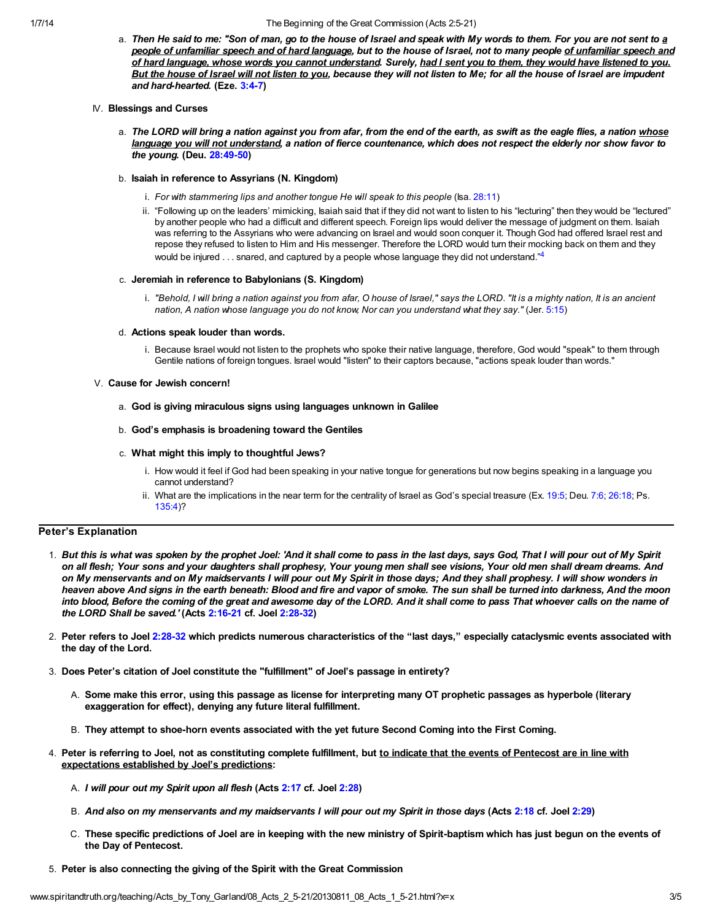a. ***Then He said to me: "Son of man, go to the house of Israel and speak with My words to them. For you are not sent to a people of unfamiliar speech and of hard language, but to the house of Israel, not to many people of unfamiliar speech and of hard language, whose words you cannot understand. Surely, had I sent you to them, they would have listened to you. But the house of Israel will not listen to you, because they will not listen to Me; for all the house of Israel are impudent and hard-hearted.*** **(Eze. 3:4-7)**

IV. **Blessings and Curses**

a. ***The LORD will bring a nation against you from afar, from the end of the earth, as swift as the eagle flies, a nation whose language you will not understand, a nation of fierce countenance, which does not respect the elderly nor show favor to the young.*** **(Deu. 28:49-50)**

b. **Isaiah in reference to Assyrians (N. Kingdom)**

i. *For with stammering lips and another tongue He will speak to this people* (Isa. 28:11)

ii. "Following up on the leaders' mimicking, Isaiah said that if they did not want to listen to his "lecturing" then they would be "lectured" by another people who had a difficult and different speech. Foreign lips would deliver the message of judgment on them. Isaiah was referring to the Assyrians who were advancing on Israel and would soon conquer it. Though God had offered Israel rest and repose they refused to listen to Him and His messenger. Therefore the LORD would turn their mocking back on them and they would be injured . . . snared, and captured by a people whose language they did not understand."[4]

c. **Jeremiah in reference to Babylonians (S. Kingdom)**

i. *"Behold, I will bring a nation against you from afar, O house of Israel," says the LORD. "It is a mighty nation, It is an ancient nation, A nation whose language you do not know, Nor can you understand what they say."* (Jer. 5:15)

d. **Actions speak louder than words.**

i. Because Israel would not listen to the prophets who spoke their native language, therefore, God would "speak" to them through Gentile nations of foreign tongues. Israel would "listen" to their captors because, "actions speak louder than words."

V. **Cause for Jewish concern!**

a. **God is giving miraculous signs using languages unknown in Galilee**

b. **God's emphasis is broadening toward the Gentiles**

c. **What might this imply to thoughtful Jews?**

i. How would it feel if God had been speaking in your native tongue for generations but now begins speaking in a language you cannot understand?

ii. What are the implications in the near term for the centrality of Israel as God's special treasure (Ex. 19:5; Deu. 7:6; 26:18; Ps. 135:4)?

## Peter's Explanation

1. ***But this is what was spoken by the prophet Joel: 'And it shall come to pass in the last days, says God, That I will pour out of My Spirit on all flesh; Your sons and your daughters shall prophesy, Your young men shall see visions, Your old men shall dream dreams. And on My menservants and on My maidservants I will pour out My Spirit in those days; And they shall prophesy. I will show wonders in heaven above And signs in the earth beneath: Blood and fire and vapor of smoke. The sun shall be turned into darkness, And the moon into blood, Before the coming of the great and awesome day of the LORD. And it shall come to pass That whoever calls on the name of the LORD Shall be saved.'*** **(Acts 2:16-21 cf. Joel 2:28-32)**

2. **Peter refers to Joel 2:28-32 which predicts numerous characteristics of the "last days," especially cataclysmic events associated with the day of the Lord.**

3. **Does Peter's citation of Joel constitute the "fulfillment" of Joel's passage in entirety?**

   A. **Some make this error, using this passage as license for interpreting many OT prophetic passages as hyperbole (literary exaggeration for effect), denying any future literal fulfillment.**

   B. **They attempt to shoe-horn events associated with the yet future Second Coming into the First Coming.**

4. **Peter is referring to Joel, not as constituting complete fulfillment, but to indicate that the events of Pentecost are in line with expectations established by Joel's predictions:**

   A. ***I will pour out my Spirit upon all flesh*** **(Acts 2:17 cf. Joel 2:28)**

   B. ***And also on my menservants and my maidservants I will pour out my Spirit in those days*** **(Acts 2:18 cf. Joel 2:29)**

   C. **These specific predictions of Joel are in keeping with the new ministry of Spirit-baptism which has just begun on the events of the Day of Pentecost.**

5. **Peter is also connecting the giving of the Spirit with the Great Commission**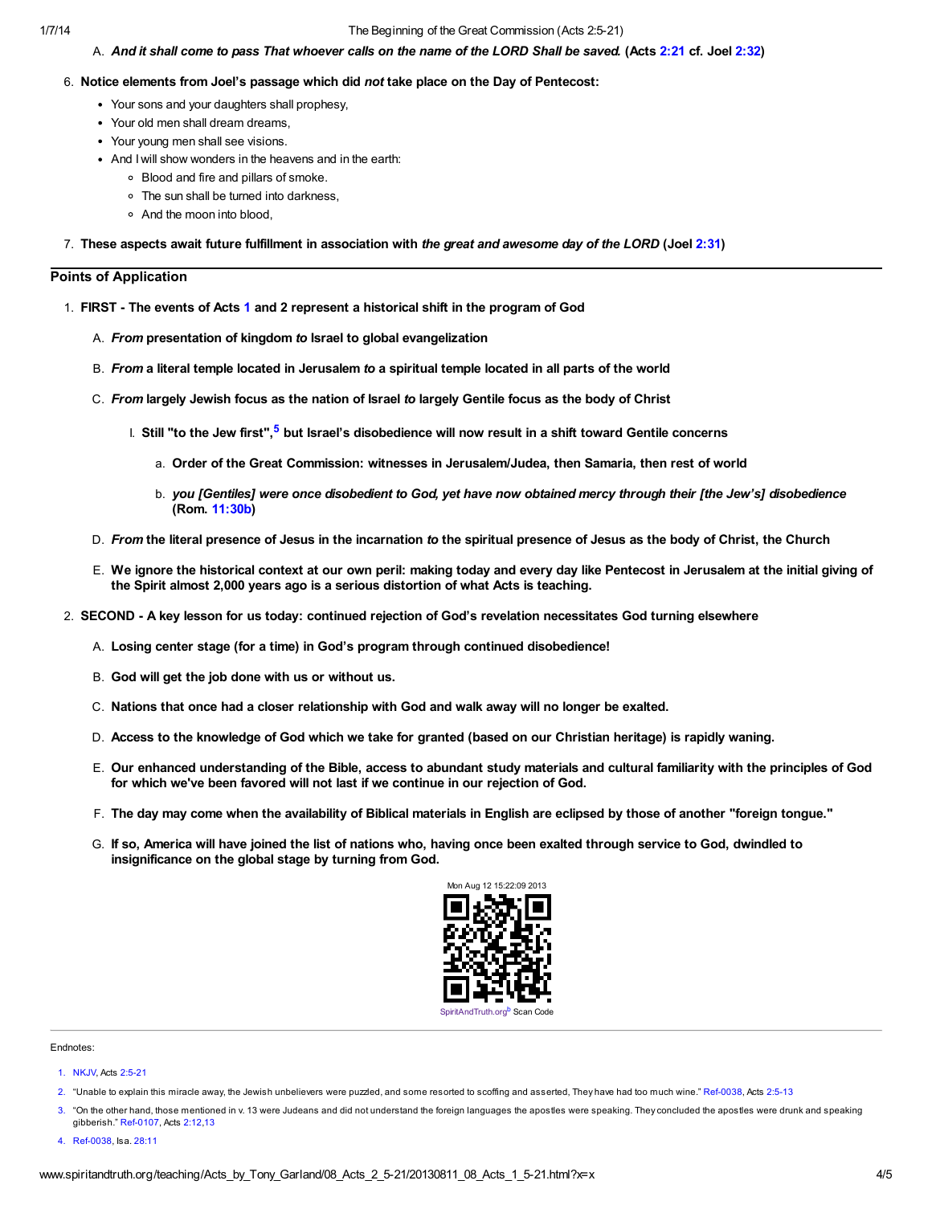A. ***And it shall come to pass That whoever calls on the name of the LORD Shall be saved.*** **(Acts 2:21 cf. Joel 2:32)**

6. **Notice elements from Joel's passage which did *not* take place on the Day of Pentecost:**
   - Your sons and your daughters shall prophesy,
   - Your old men shall dream dreams,
   - Your young men shall see visions.
   - And I will show wonders in the heavens and in the earth:
     - Blood and fire and pillars of smoke.
     - The sun shall be turned into darkness,
     - And the moon into blood,
7. **These aspects await future fulfillment in association with *the great and awesome day of the LORD* (Joel 2:31)**

## Points of Application

1. **FIRST - The events of Acts 1 and 2 represent a historical shift in the program of God**

   A. ***From* presentation of kingdom *to* Israel to global evangelization**

   B. ***From* a literal temple located in Jerusalem *to* a spiritual temple located in all parts of the world**

   C. ***From* largely Jewish focus as the nation of Israel *to* largely Gentile focus as the body of Christ**

      I. **Still "to the Jew first",[5] but Israel's disobedience will now result in a shift toward Gentile concerns**

         a. **Order of the Great Commission: witnesses in Jerusalem/Judea, then Samaria, then rest of world**

         b. ***you [Gentiles] were once disobedient to God, yet have now obtained mercy through their [the Jew's] disobedience*** **(Rom. 11:30b)**

   D. ***From* the literal presence of Jesus in the incarnation *to* the spiritual presence of Jesus as the body of Christ, the Church**

   E. **We ignore the historical context at our own peril: making today and every day like Pentecost in Jerusalem at the initial giving of the Spirit almost 2,000 years ago is a serious distortion of what Acts is teaching.**

2. **SECOND - A key lesson for us today: continued rejection of God's revelation necessitates God turning elsewhere**

   A. **Losing center stage (for a time) in God's program through continued disobedience!**

   B. **God will get the job done with us or without us.**

   C. **Nations that once had a closer relationship with God and walk away will no longer be exalted.**

   D. **Access to the knowledge of God which we take for granted (based on our Christian heritage) is rapidly waning.**

   E. **Our enhanced understanding of the Bible, access to abundant study materials and cultural familiarity with the principles of God for which we've been favored will not last if we continue in our rejection of God.**

   F. **The day may come when the availability of Biblical materials in English are eclipsed by those of another "foreign tongue."**

   G. **If so, America will have joined the list of nations who, having once been exalted through service to God, dwindled to insignificance on the global stage by turning from God.**

Mon Aug 12 15:22:09 2013

SpiritAndTruth.org[b] Scan Code

---

Endnotes:

1. NKJV, Acts 2:5-21
2. "Unable to explain this miracle away, the Jewish unbelievers were puzzled, and some resorted to scoffing and asserted, They have had too much wine." Ref-0038, Acts 2:5-13
3. "On the other hand, those mentioned in v. 13 were Judeans and did not understand the foreign languages the apostles were speaking. They concluded the apostles were drunk and speaking gibberish." Ref-0107, Acts 2:12,13
4. Ref-0038, Isa. 28:11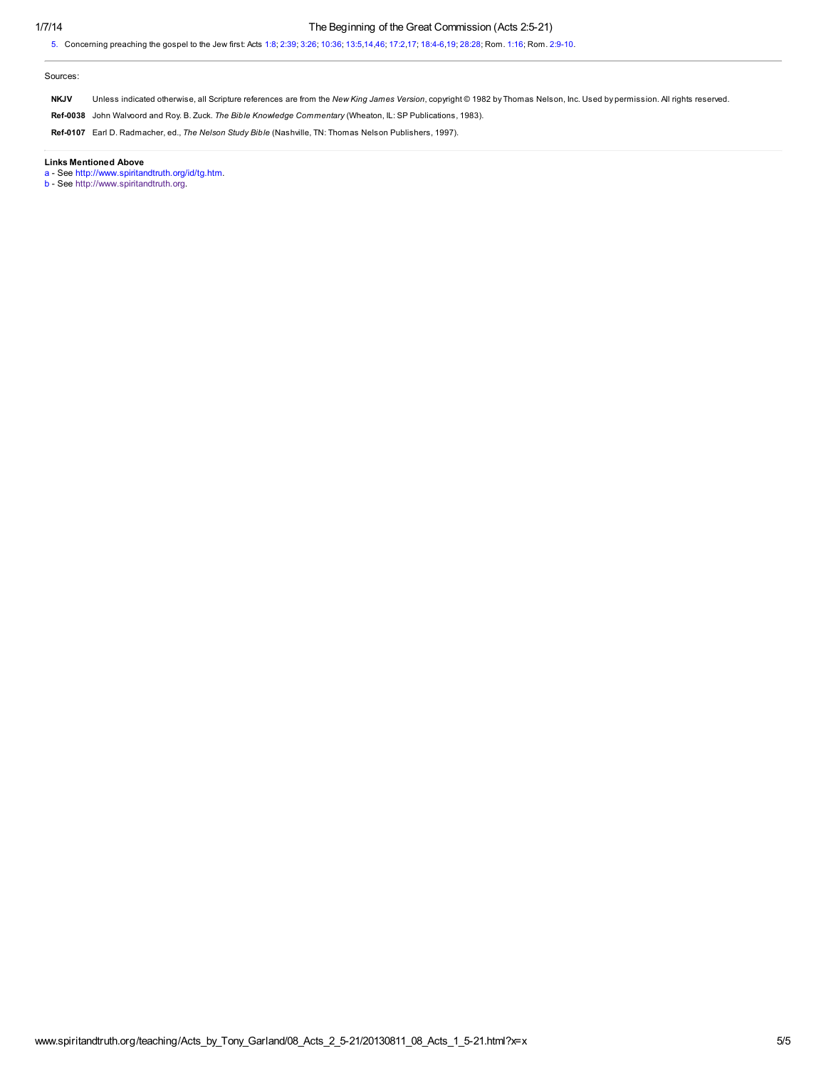5. Concerning preaching the gospel to the Jew first: Acts 1:8; 2:39; 3:26; 10:36; 13:5,14,46; 17:2,17; 18:4-6,19; 28:28; Rom. 1:16; Rom. 2:9-10.

---

Sources:

| | |
|---|---|
| **NKJV** | Unless indicated otherwise, all Scripture references are from the *New King James Version*, copyright © 1982 by Thomas Nelson, Inc. Used by permission. All rights reserved. |
| **Ref-0038** | John Walvoord and Roy. B. Zuck. *The Bible Knowledge Commentary* (Wheaton, IL: SP Publications, 1983). |
| **Ref-0107** | Earl D. Radmacher, ed., *The Nelson Study Bible* (Nashville, TN: Thomas Nelson Publishers, 1997). |

**Links Mentioned Above**

a - See http://www.spiritandtruth.org/id/tg.htm.

b - See http://www.spiritandtruth.org.